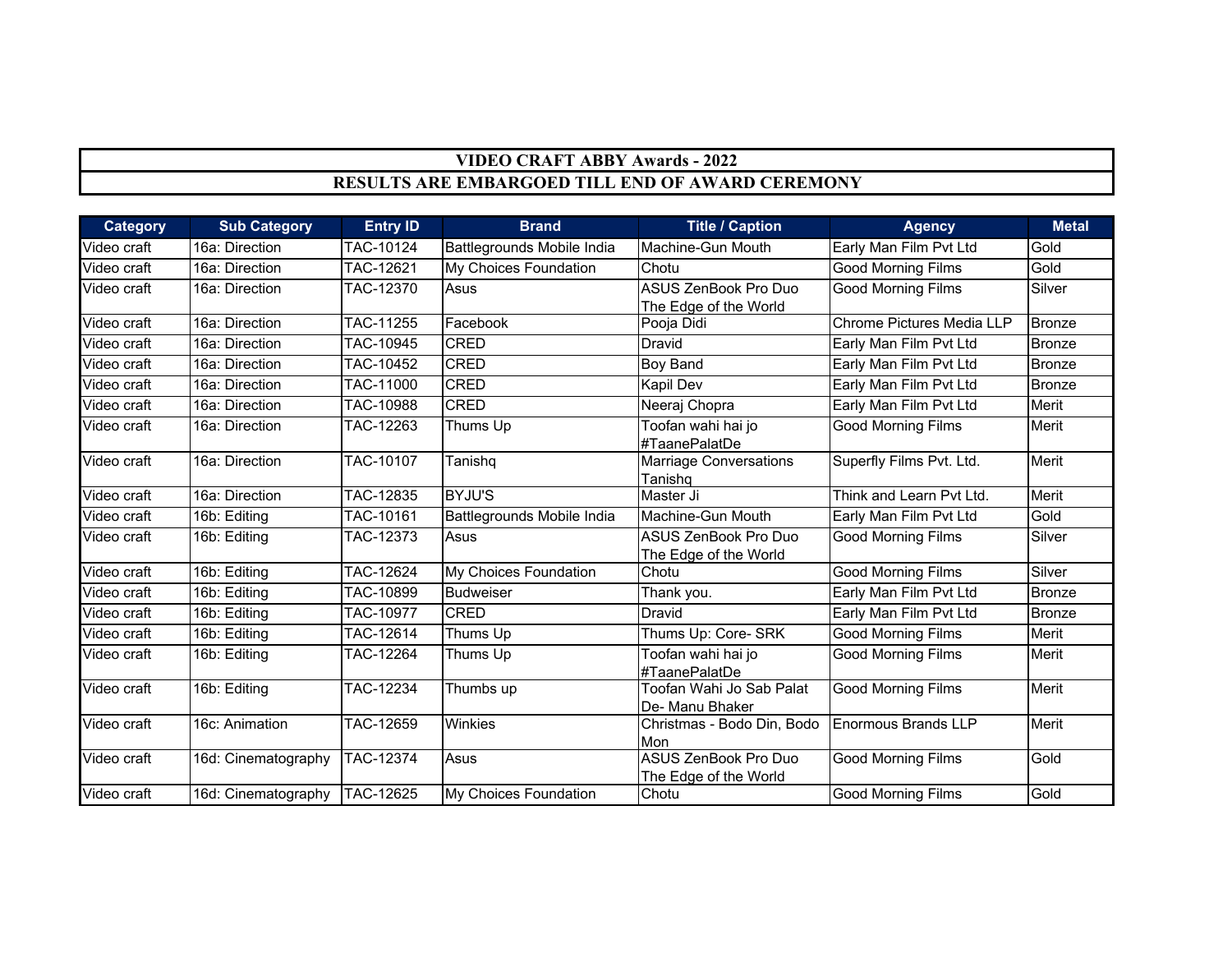# VIDEO CRAFT ABBY Awards - 2022

## RESULTS ARE EMBARGOED TILL END OF AWARD CEREMONY

| Category | Sub Category | Entry ID | Brand | Title / Caption | Agency | Metal |
|---|---|---|---|---|---|---|
| Video craft | 16a: Direction | TAC-10124 | Battlegrounds Mobile India | Machine-Gun Mouth | Early Man Film Pvt Ltd | Gold |
| Video craft | 16a: Direction | TAC-12621 | My Choices Foundation | Chotu | Good Morning Films | Gold |
| Video craft | 16a: Direction | TAC-12370 | Asus | ASUS ZenBook Pro Duo The Edge of the World | Good Morning Films | Silver |
| Video craft | 16a: Direction | TAC-11255 | Facebook | Pooja Didi | Chrome Pictures Media LLP | Bronze |
| Video craft | 16a: Direction | TAC-10945 | CRED | Dravid | Early Man Film Pvt Ltd | Bronze |
| Video craft | 16a: Direction | TAC-10452 | CRED | Boy Band | Early Man Film Pvt Ltd | Bronze |
| Video craft | 16a: Direction | TAC-11000 | CRED | Kapil Dev | Early Man Film Pvt Ltd | Bronze |
| Video craft | 16a: Direction | TAC-10988 | CRED | Neeraj Chopra | Early Man Film Pvt Ltd | Merit |
| Video craft | 16a: Direction | TAC-12263 | Thums Up | Toofan wahi hai jo #TaanePalatDe | Good Morning Films | Merit |
| Video craft | 16a: Direction | TAC-10107 | Tanishq | Marriage Conversations Tanishq | Superfly Films Pvt. Ltd. | Merit |
| Video craft | 16a: Direction | TAC-12835 | BYJU'S | Master Ji | Think and Learn Pvt Ltd. | Merit |
| Video craft | 16b: Editing | TAC-10161 | Battlegrounds Mobile India | Machine-Gun Mouth | Early Man Film Pvt Ltd | Gold |
| Video craft | 16b: Editing | TAC-12373 | Asus | ASUS ZenBook Pro Duo The Edge of the World | Good Morning Films | Silver |
| Video craft | 16b: Editing | TAC-12624 | My Choices Foundation | Chotu | Good Morning Films | Silver |
| Video craft | 16b: Editing | TAC-10899 | Budweiser | Thank you. | Early Man Film Pvt Ltd | Bronze |
| Video craft | 16b: Editing | TAC-10977 | CRED | Dravid | Early Man Film Pvt Ltd | Bronze |
| Video craft | 16b: Editing | TAC-12614 | Thums Up | Thums Up: Core- SRK | Good Morning Films | Merit |
| Video craft | 16b: Editing | TAC-12264 | Thums Up | Toofan wahi hai jo #TaanePalatDe | Good Morning Films | Merit |
| Video craft | 16b: Editing | TAC-12234 | Thumbs up | Toofan Wahi Jo Sab Palat De- Manu Bhaker | Good Morning Films | Merit |
| Video craft | 16c: Animation | TAC-12659 | Winkies | Christmas - Bodo Din, Bodo Mon | Enormous Brands LLP | Merit |
| Video craft | 16d: Cinematography | TAC-12374 | Asus | ASUS ZenBook Pro Duo The Edge of the World | Good Morning Films | Gold |
| Video craft | 16d: Cinematography | TAC-12625 | My Choices Foundation | Chotu | Good Morning Films | Gold |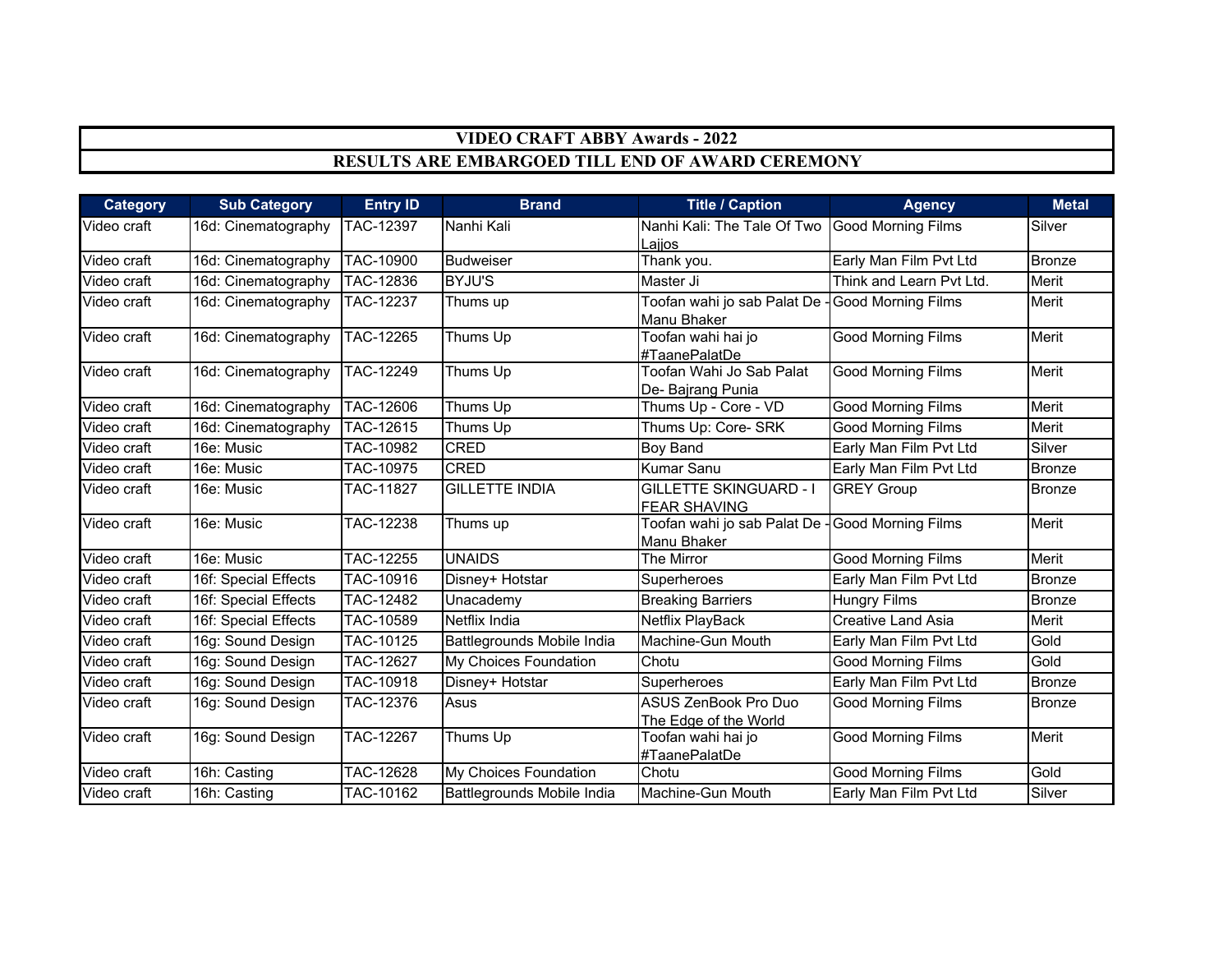# VIDEO CRAFT ABBY Awards - 2022

## RESULTS ARE EMBARGOED TILL END OF AWARD CEREMONY

| Category | Sub Category | Entry ID | Brand | Title / Caption | Agency | Metal |
|---|---|---|---|---|---|---|
| Video craft | 16d: Cinematography | TAC-12397 | Nanhi Kali | Nanhi Kali: The Tale Of Two Lajjos | Good Morning Films | Silver |
| Video craft | 16d: Cinematography | TAC-10900 | Budweiser | Thank you. | Early Man Film Pvt Ltd | Bronze |
| Video craft | 16d: Cinematography | TAC-12836 | BYJU'S | Master Ji | Think and Learn Pvt Ltd. | Merit |
| Video craft | 16d: Cinematography | TAC-12237 | Thums up | Toofan wahi jo sab Palat De - Manu Bhaker | Good Morning Films | Merit |
| Video craft | 16d: Cinematography | TAC-12265 | Thums Up | Toofan wahi hai jo #TaanePalatDe | Good Morning Films | Merit |
| Video craft | 16d: Cinematography | TAC-12249 | Thums Up | Toofan Wahi Jo Sab Palat De- Bajrang Punia | Good Morning Films | Merit |
| Video craft | 16d: Cinematography | TAC-12606 | Thums Up | Thums Up - Core - VD | Good Morning Films | Merit |
| Video craft | 16d: Cinematography | TAC-12615 | Thums Up | Thums Up: Core- SRK | Good Morning Films | Merit |
| Video craft | 16e: Music | TAC-10982 | CRED | Boy Band | Early Man Film Pvt Ltd | Silver |
| Video craft | 16e: Music | TAC-10975 | CRED | Kumar Sanu | Early Man Film Pvt Ltd | Bronze |
| Video craft | 16e: Music | TAC-11827 | GILLETTE INDIA | GILLETTE SKINGUARD - I FEAR SHAVING | GREY Group | Bronze |
| Video craft | 16e: Music | TAC-12238 | Thums up | Toofan wahi jo sab Palat De - Manu Bhaker | Good Morning Films | Merit |
| Video craft | 16e: Music | TAC-12255 | UNAIDS | The Mirror | Good Morning Films | Merit |
| Video craft | 16f: Special Effects | TAC-10916 | Disney+ Hotstar | Superheroes | Early Man Film Pvt Ltd | Bronze |
| Video craft | 16f: Special Effects | TAC-12482 | Unacademy | Breaking Barriers | Hungry Films | Bronze |
| Video craft | 16f: Special Effects | TAC-10589 | Netflix India | Netflix PlayBack | Creative Land Asia | Merit |
| Video craft | 16g: Sound Design | TAC-10125 | Battlegrounds Mobile India | Machine-Gun Mouth | Early Man Film Pvt Ltd | Gold |
| Video craft | 16g: Sound Design | TAC-12627 | My Choices Foundation | Chotu | Good Morning Films | Gold |
| Video craft | 16g: Sound Design | TAC-10918 | Disney+ Hotstar | Superheroes | Early Man Film Pvt Ltd | Bronze |
| Video craft | 16g: Sound Design | TAC-12376 | Asus | ASUS ZenBook Pro Duo The Edge of the World | Good Morning Films | Bronze |
| Video craft | 16g: Sound Design | TAC-12267 | Thums Up | Toofan wahi hai jo #TaanePalatDe | Good Morning Films | Merit |
| Video craft | 16h: Casting | TAC-12628 | My Choices Foundation | Chotu | Good Morning Films | Gold |
| Video craft | 16h: Casting | TAC-10162 | Battlegrounds Mobile India | Machine-Gun Mouth | Early Man Film Pvt Ltd | Silver |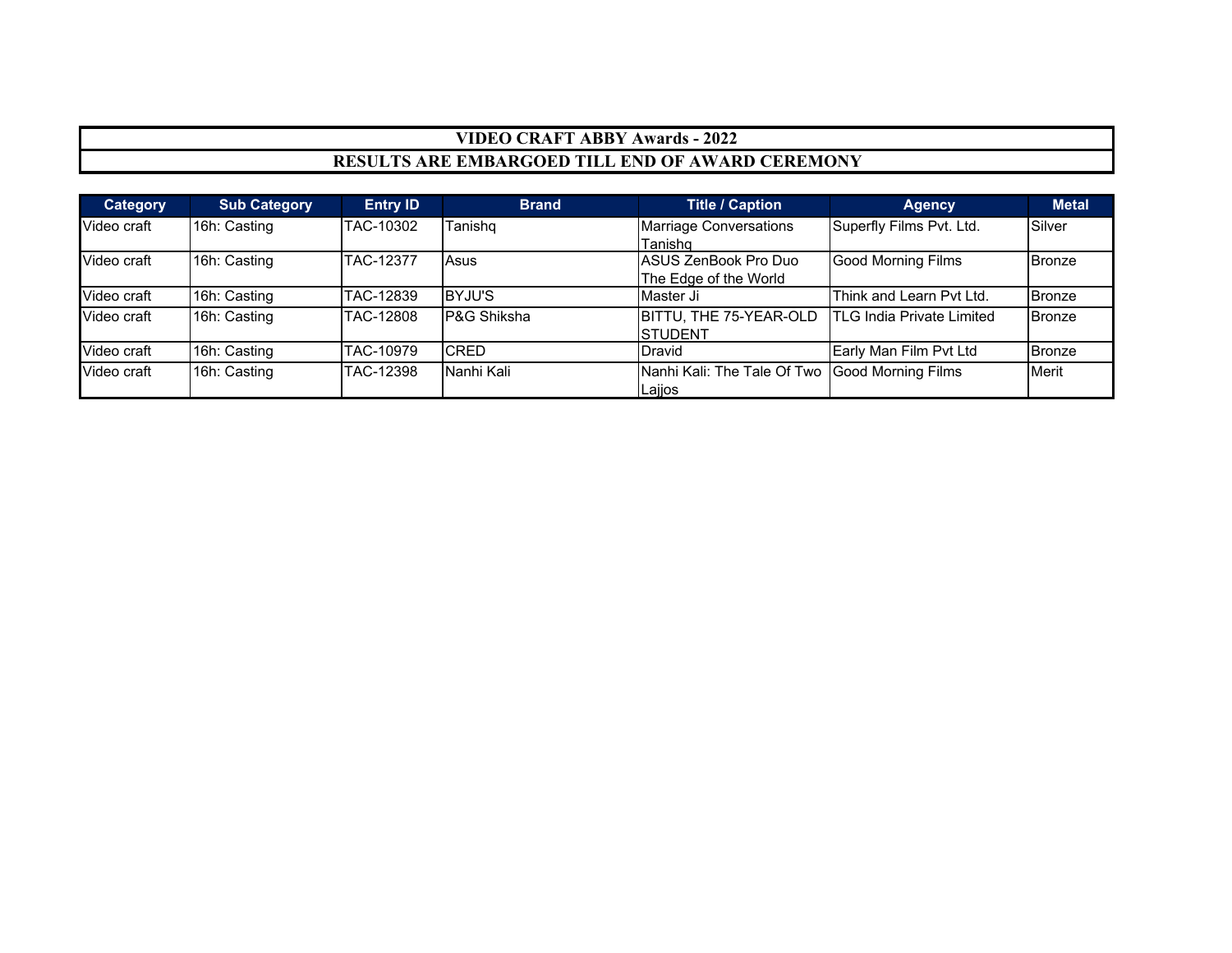# VIDEO CRAFT ABBY Awards - 2022

## RESULTS ARE EMBARGOED TILL END OF AWARD CEREMONY

| Category | Sub Category | Entry ID | Brand | Title / Caption | Agency | Metal |
|---|---|---|---|---|---|---|
| Video craft | 16h: Casting | TAC-10302 | Tanishq | Marriage Conversations Tanishq | Superfly Films Pvt. Ltd. | Silver |
| Video craft | 16h: Casting | TAC-12377 | Asus | ASUS ZenBook Pro Duo The Edge of the World | Good Morning Films | Bronze |
| Video craft | 16h: Casting | TAC-12839 | BYJU'S | Master Ji | Think and Learn Pvt Ltd. | Bronze |
| Video craft | 16h: Casting | TAC-12808 | P&G Shiksha | BITTU, THE 75-YEAR-OLD STUDENT | TLG India Private Limited | Bronze |
| Video craft | 16h: Casting | TAC-10979 | CRED | Dravid | Early Man Film Pvt Ltd | Bronze |
| Video craft | 16h: Casting | TAC-12398 | Nanhi Kali | Nanhi Kali: The Tale Of Two Lajjos | Good Morning Films | Merit |